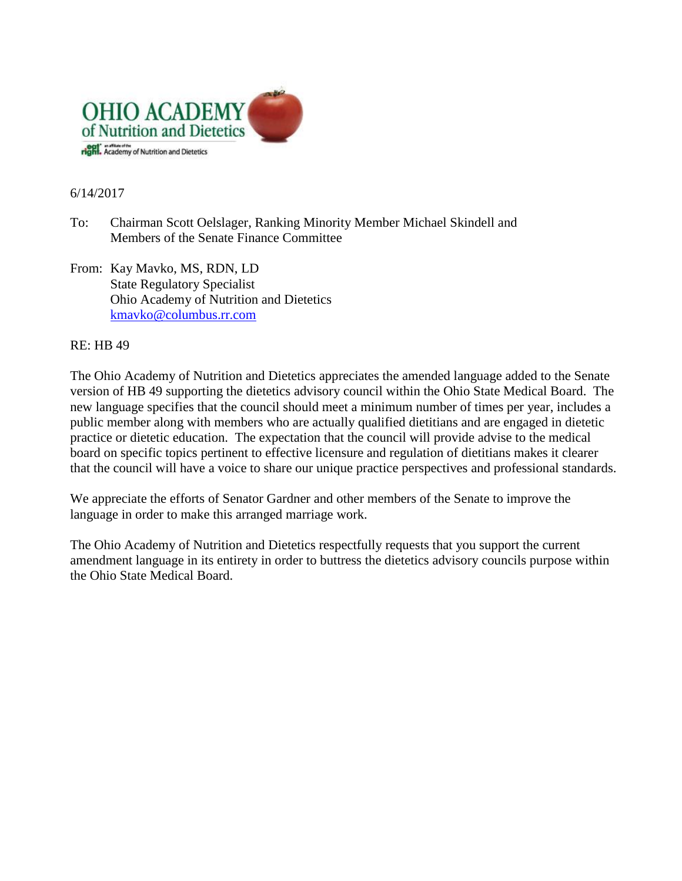OHIO ACADEMY
of Nutrition and Dietetics
an affiliate of the Academy of Nutrition and Dietetics

6/14/2017

To: Chairman Scott Oelslager, Ranking Minority Member Michael Skindell and Members of the Senate Finance Committee

From: Kay Mavko, MS, RDN, LD
State Regulatory Specialist
Ohio Academy of Nutrition and Dietetics
kmavko@columbus.rr.com

RE: HB 49

The Ohio Academy of Nutrition and Dietetics appreciates the amended language added to the Senate version of HB 49 supporting the dietetics advisory council within the Ohio State Medical Board. The new language specifies that the council should meet a minimum number of times per year, includes a public member along with members who are actually qualified dietitians and are engaged in dietetic practice or dietetic education. The expectation that the council will provide advise to the medical board on specific topics pertinent to effective licensure and regulation of dietitians makes it clearer that the council will have a voice to share our unique practice perspectives and professional standards.

We appreciate the efforts of Senator Gardner and other members of the Senate to improve the language in order to make this arranged marriage work.

The Ohio Academy of Nutrition and Dietetics respectfully requests that you support the current amendment language in its entirety in order to buttress the dietetics advisory councils purpose within the Ohio State Medical Board.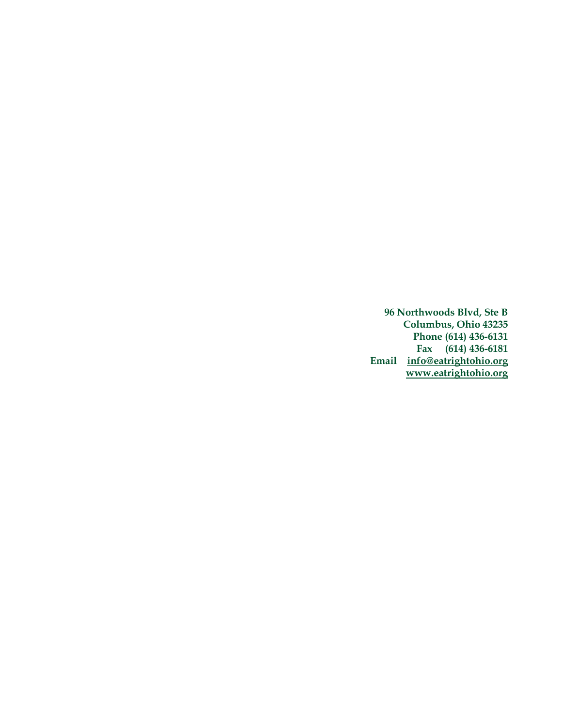**96 Northwoods Blvd, Ste B**
**Columbus, Ohio 43235**
**Phone (614) 436-6131**
**Fax (614) 436-6181**
**Email info@eatrightohio.org**
**www.eatrightohio.org**